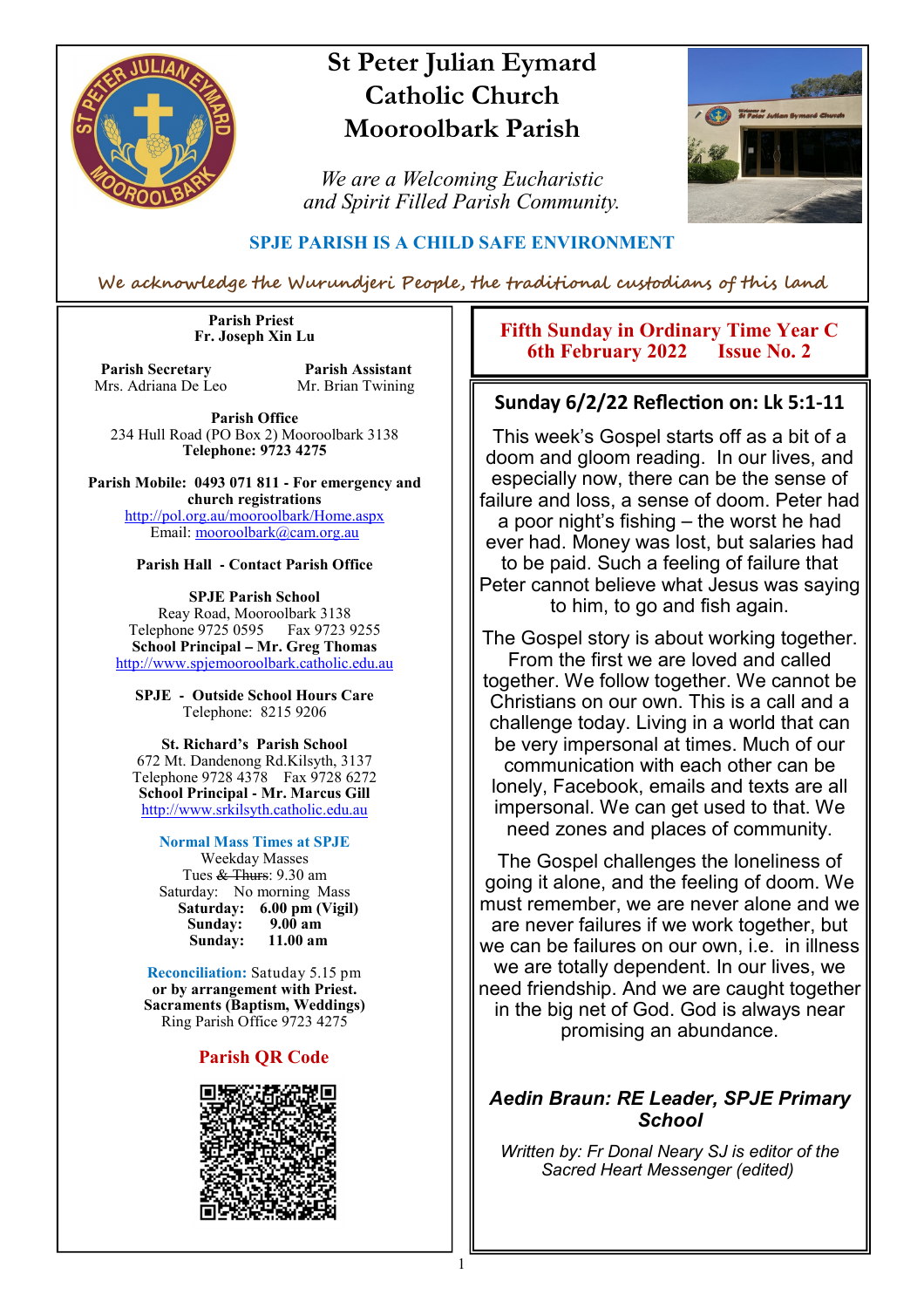# St Peter Julian Eymard Catholic Church Mooroolbark Parish

*We are a Welcoming Eucharistic and Spirit Filled Parish Community.*

**SPJE PARISH IS A CHILD SAFE ENVIRONMENT**

*We acknowledge the Wurundjeri People, the traditional custodians of this land*

**Parish Priest**
Fr. Joseph Xin Lu

**Parish Secretary**
Mrs. Adriana De Leo

**Parish Assistant**
Mr. Brian Twining

**Parish Office**
234 Hull Road (PO Box 2) Mooroolbark 3138
**Telephone: 9723 4275**

**Parish Mobile: 0493 071 811 - For emergency and church registrations**
http://pol.org.au/mooroolbark/Home.aspx
Email: mooroolbark@cam.org.au

**Parish Hall - Contact Parish Office**

**SPJE Parish School**
Reay Road, Mooroolbark 3138
Telephone 9725 0595 Fax 9723 9255
**School Principal – Mr. Greg Thomas**
http://www.spjemooroolbark.catholic.edu.au

**SPJE - Outside School Hours Care**
Telephone: 8215 9206

**St. Richard's Parish School**
672 Mt. Dandenong Rd.Kilsyth, 3137
Telephone 9728 4378 Fax 9728 6272
**School Principal - Mr. Marcus Gill**
http://www.srkilsyth.catholic.edu.au

**Normal Mass Times at SPJE**
Weekday Masses
Tues ~~& Thurs~~: 9.30 am
Saturday: No morning Mass
**Saturday: 6.00 pm (Vigil)**
**Sunday: 9.00 am**
**Sunday: 11.00 am**

**Reconciliation:** Satuday 5.15 pm
**or by arrangement with Priest.**
**Sacraments (Baptism, Weddings)**
Ring Parish Office 9723 4275

**Parish QR Code**

## Fifth Sunday in Ordinary Time Year C
## 6th February 2022 Issue No. 2

### Sunday 6/2/22 Reflection on: Lk 5:1-11

This week's Gospel starts off as a bit of a doom and gloom reading. In our lives, and especially now, there can be the sense of failure and loss, a sense of doom. Peter had a poor night's fishing – the worst he had ever had. Money was lost, but salaries had to be paid. Such a feeling of failure that Peter cannot believe what Jesus was saying to him, to go and fish again.

The Gospel story is about working together. From the first we are loved and called together. We follow together. We cannot be Christians on our own. This is a call and a challenge today. Living in a world that can be very impersonal at times. Much of our communication with each other can be lonely, Facebook, emails and texts are all impersonal. We can get used to that. We need zones and places of community.

The Gospel challenges the loneliness of going it alone, and the feeling of doom. We must remember, we are never alone and we are never failures if we work together, but we can be failures on our own, i.e. in illness we are totally dependent. In our lives, we need friendship. And we are caught together in the big net of God. God is always near promising an abundance.

***Aedin Braun: RE Leader, SPJE Primary School***

*Written by: Fr Donal Neary SJ is editor of the Sacred Heart Messenger (edited)*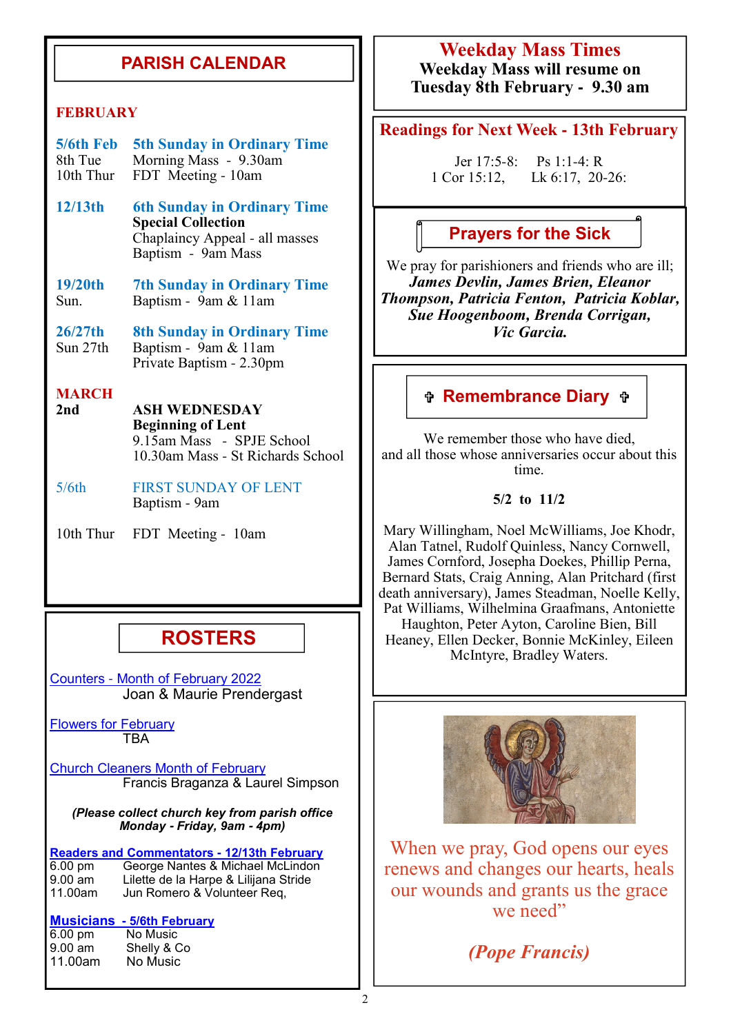## PARISH CALENDAR

### FEBRUARY

**5/6th Feb** — **5th Sunday in Ordinary Time**
8th Tue — Morning Mass - 9.30am
10th Thur — FDT Meeting - 10am

**12/13th** — **6th Sunday in Ordinary Time**
**Special Collection**
Chaplaincy Appeal - all masses
Baptism - 9am Mass

**19/20th** — **7th Sunday in Ordinary Time**
Sun. — Baptism - 9am & 11am

**26/27th** — **8th Sunday in Ordinary Time**
Sun 27th — Baptism - 9am & 11am
Private Baptism - 2.30pm

### MARCH

**2nd** — **ASH WEDNESDAY**
**Beginning of Lent**
9.15am Mass - SPJE School
10.30am Mass - St Richards School

5/6th — FIRST SUNDAY OF LENT
Baptism - 9am

10th Thur — FDT Meeting - 10am

## ROSTERS

Counters - Month of February 2022
Joan & Maurie Prendergast

Flowers for February
TBA

Church Cleaners Month of February
Francis Braganza & Laurel Simpson

***(Please collect church key from parish office Monday - Friday, 9am - 4pm)***

**Readers and Commentators - 12/13th February**

| | |
|---|---|
| 6.00 pm | George Nantes & Michael McLindon |
| 9.00 am | Lilette de la Harpe & Lilijana Stride |
| 11.00am | Jun Romero & Volunteer Req, |

**Musicians - 5/6th February**

| | |
|---|---|
| 6.00 pm | No Music |
| 9.00 am | Shelly & Co |
| 11.00am | No Music |

## Weekday Mass Times

**Weekday Mass will resume on Tuesday 8th February - 9.30 am**

## Readings for Next Week - 13th February

Jer 17:5-8: Ps 1:1-4: R
1 Cor 15:12, Lk 6:17, 20-26:

## Prayers for the Sick

We pray for parishioners and friends who are ill;
***James Devlin, James Brien, Eleanor Thompson, Patricia Fenton, Patricia Koblar, Sue Hoogenboom, Brenda Corrigan, Vic Garcia.***

## ✞ Remembrance Diary ✞

We remember those who have died,
and all those whose anniversaries occur about this time.

**5/2 to 11/2**

Mary Willingham, Noel McWilliams, Joe Khodr, Alan Tatnel, Rudolf Quinless, Nancy Cornwell, James Cornford, Josepha Doekes, Phillip Perna, Bernard Stats, Craig Anning, Alan Pritchard (first death anniversary), James Steadman, Noelle Kelly, Pat Williams, Wilhelmina Graafmans, Antoniette Haughton, Peter Ayton, Caroline Bien, Bill Heaney, Ellen Decker, Bonnie McKinley, Eileen McIntyre, Bradley Waters.

When we pray, God opens our eyes renews and changes our hearts, heals our wounds and grants us the grace we need"

***(Pope Francis)***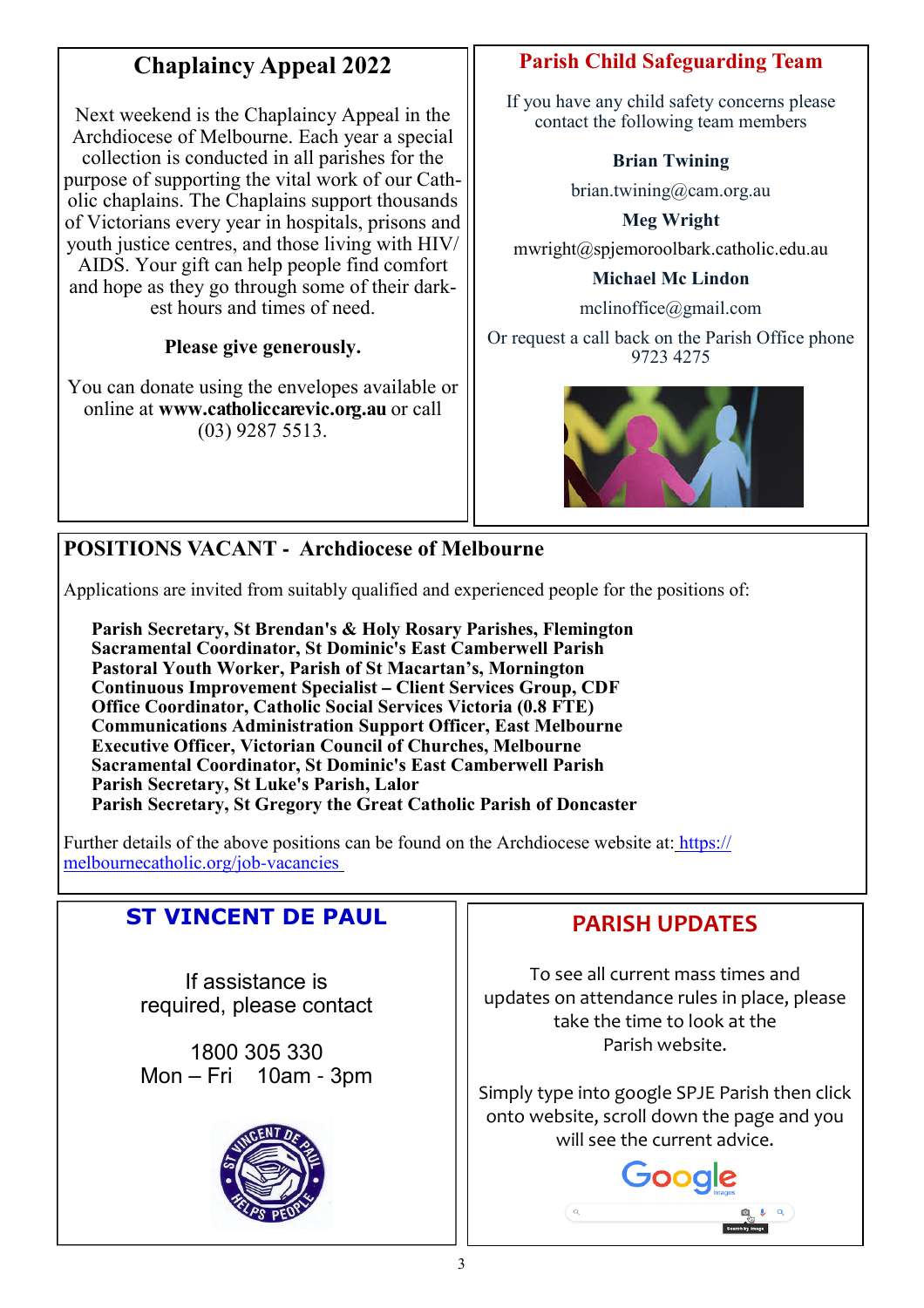## Chaplaincy Appeal 2022

Next weekend is the Chaplaincy Appeal in the Archdiocese of Melbourne. Each year a special collection is conducted in all parishes for the purpose of supporting the vital work of our Catholic chaplains. The Chaplains support thousands of Victorians every year in hospitals, prisons and youth justice centres, and those living with HIV/AIDS. Your gift can help people find comfort and hope as they go through some of their darkest hours and times of need.

**Please give generously.**

You can donate using the envelopes available or online at **www.catholiccarevic.org.au** or call (03) 9287 5513.

## Parish Child Safeguarding Team

If you have any child safety concerns please contact the following team members

**Brian Twining**

brian.twining@cam.org.au

**Meg Wright**

mwright@spjemoroolbark.catholic.edu.au

**Michael Mc Lindon**

mclinoffice@gmail.com

Or request a call back on the Parish Office phone 9723 4275

## POSITIONS VACANT - Archdiocese of Melbourne

Applications are invited from suitably qualified and experienced people for the positions of:

**Parish Secretary, St Brendan's & Holy Rosary Parishes, Flemington**
**Sacramental Coordinator, St Dominic's East Camberwell Parish**
**Pastoral Youth Worker, Parish of St Macartan's, Mornington**
**Continuous Improvement Specialist – Client Services Group, CDF**
**Office Coordinator, Catholic Social Services Victoria (0.8 FTE)**
**Communications Administration Support Officer, East Melbourne**
**Executive Officer, Victorian Council of Churches, Melbourne**
**Sacramental Coordinator, St Dominic's East Camberwell Parish**
**Parish Secretary, St Luke's Parish, Lalor**
**Parish Secretary, St Gregory the Great Catholic Parish of Doncaster**

Further details of the above positions can be found on the Archdiocese website at: https://melbournecatholic.org/job-vacancies

## ST VINCENT DE PAUL

If assistance is required, please contact

1800 305 330
Mon – Fri 10am - 3pm

## PARISH UPDATES

To see all current mass times and updates on attendance rules in place, please take the time to look at the Parish website.

Simply type into google SPJE Parish then click onto website, scroll down the page and you will see the current advice.